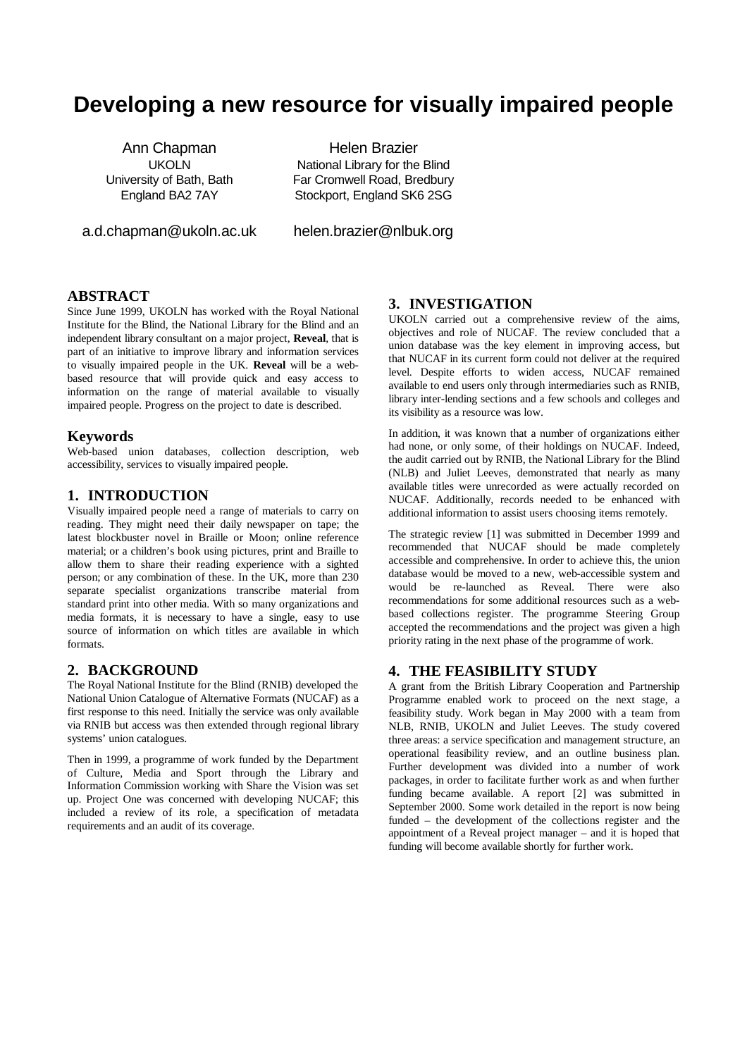# Developing a new resource for visually impaired people

Ann Chapman
UKOLN
University of Bath, Bath
England BA2 7AY
a.d.chapman@ukoln.ac.uk

Helen Brazier
National Library for the Blind
Far Cromwell Road, Bredbury
Stockport, England SK6 2SG
helen.brazier@nlbuk.org

## ABSTRACT

Since June 1999, UKOLN has worked with the Royal National Institute for the Blind, the National Library for the Blind and an independent library consultant on a major project, **Reveal**, that is part of an initiative to improve library and information services to visually impaired people in the UK. **Reveal** will be a web-based resource that will provide quick and easy access to information on the range of material available to visually impaired people. Progress on the project to date is described.

### Keywords

Web-based union databases, collection description, web accessibility, services to visually impaired people.

## 1. INTRODUCTION

Visually impaired people need a range of materials to carry on reading. They might need their daily newspaper on tape; the latest blockbuster novel in Braille or Moon; online reference material; or a children's book using pictures, print and Braille to allow them to share their reading experience with a sighted person; or any combination of these. In the UK, more than 230 separate specialist organizations transcribe material from standard print into other media. With so many organizations and media formats, it is necessary to have a single, easy to use source of information on which titles are available in which formats.

## 2. BACKGROUND

The Royal National Institute for the Blind (RNIB) developed the National Union Catalogue of Alternative Formats (NUCAF) as a first response to this need. Initially the service was only available via RNIB but access was then extended through regional library systems' union catalogues.

Then in 1999, a programme of work funded by the Department of Culture, Media and Sport through the Library and Information Commission working with Share the Vision was set up. Project One was concerned with developing NUCAF; this included a review of its role, a specification of metadata requirements and an audit of its coverage.

## 3. INVESTIGATION

UKOLN carried out a comprehensive review of the aims, objectives and role of NUCAF. The review concluded that a union database was the key element in improving access, but that NUCAF in its current form could not deliver at the required level. Despite efforts to widen access, NUCAF remained available to end users only through intermediaries such as RNIB, library inter-lending sections and a few schools and colleges and its visibility as a resource was low.

In addition, it was known that a number of organizations either had none, or only some, of their holdings on NUCAF. Indeed, the audit carried out by RNIB, the National Library for the Blind (NLB) and Juliet Leeves, demonstrated that nearly as many available titles were unrecorded as were actually recorded on NUCAF. Additionally, records needed to be enhanced with additional information to assist users choosing items remotely.

The strategic review [1] was submitted in December 1999 and recommended that NUCAF should be made completely accessible and comprehensive. In order to achieve this, the union database would be moved to a new, web-accessible system and would be re-launched as Reveal. There were also recommendations for some additional resources such as a web-based collections register. The programme Steering Group accepted the recommendations and the project was given a high priority rating in the next phase of the programme of work.

## 4. THE FEASIBILITY STUDY

A grant from the British Library Cooperation and Partnership Programme enabled work to proceed on the next stage, a feasibility study. Work began in May 2000 with a team from NLB, RNIB, UKOLN and Juliet Leeves. The study covered three areas: a service specification and management structure, an operational feasibility review, and an outline business plan. Further development was divided into a number of work packages, in order to facilitate further work as and when further funding became available. A report [2] was submitted in September 2000. Some work detailed in the report is now being funded – the development of the collections register and the appointment of a Reveal project manager – and it is hoped that funding will become available shortly for further work.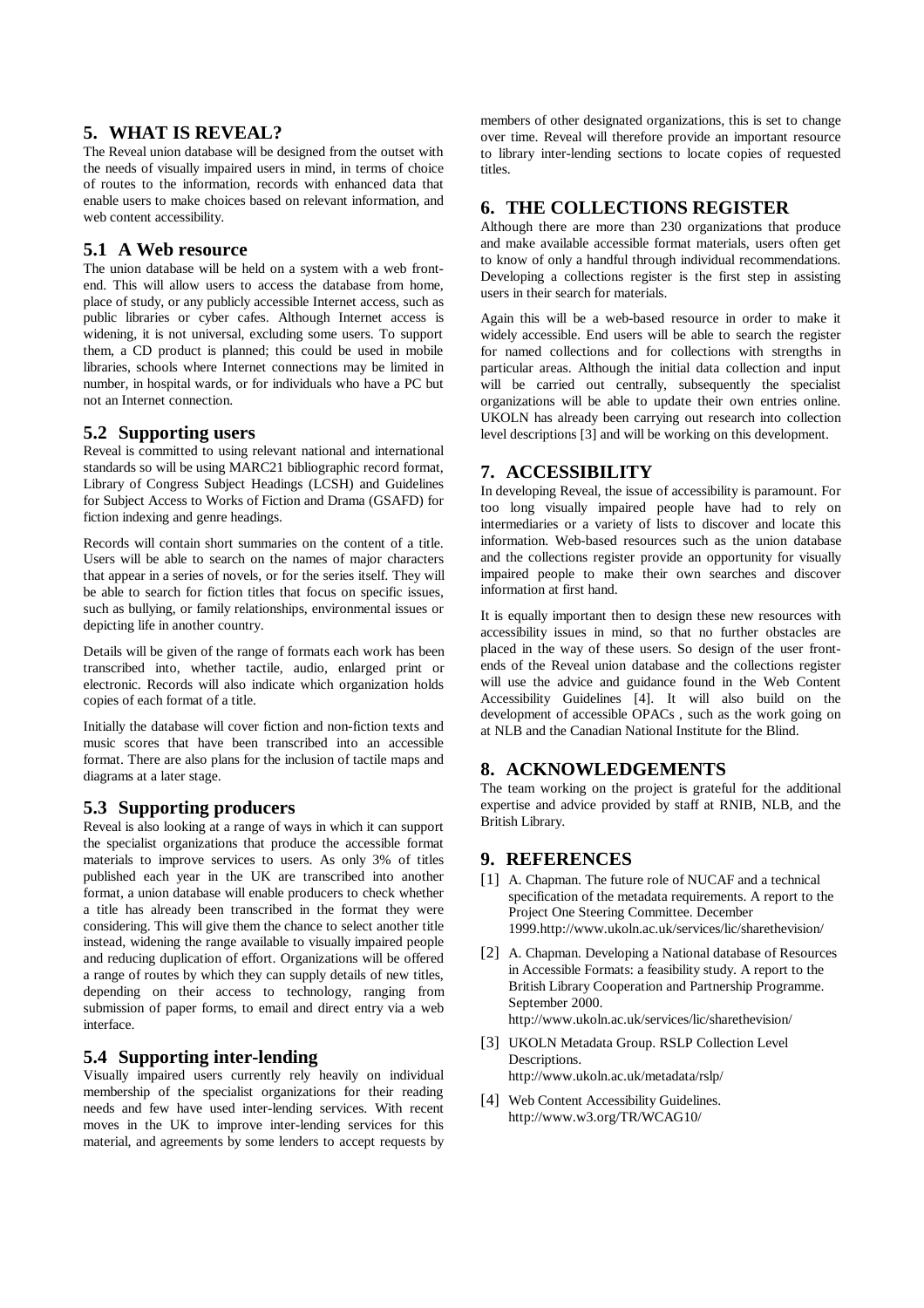## 5. WHAT IS REVEAL?

The Reveal union database will be designed from the outset with the needs of visually impaired users in mind, in terms of choice of routes to the information, records with enhanced data that enable users to make choices based on relevant information, and web content accessibility.

### 5.1 A Web resource

The union database will be held on a system with a web front-end. This will allow users to access the database from home, place of study, or any publicly accessible Internet access, such as public libraries or cyber cafes. Although Internet access is widening, it is not universal, excluding some users. To support them, a CD product is planned; this could be used in mobile libraries, schools where Internet connections may be limited in number, in hospital wards, or for individuals who have a PC but not an Internet connection.

### 5.2 Supporting users

Reveal is committed to using relevant national and international standards so will be using MARC21 bibliographic record format, Library of Congress Subject Headings (LCSH) and Guidelines for Subject Access to Works of Fiction and Drama (GSAFD) for fiction indexing and genre headings.

Records will contain short summaries on the content of a title. Users will be able to search on the names of major characters that appear in a series of novels, or for the series itself. They will be able to search for fiction titles that focus on specific issues, such as bullying, or family relationships, environmental issues or depicting life in another country.

Details will be given of the range of formats each work has been transcribed into, whether tactile, audio, enlarged print or electronic. Records will also indicate which organization holds copies of each format of a title.

Initially the database will cover fiction and non-fiction texts and music scores that have been transcribed into an accessible format. There are also plans for the inclusion of tactile maps and diagrams at a later stage.

### 5.3 Supporting producers

Reveal is also looking at a range of ways in which it can support the specialist organizations that produce the accessible format materials to improve services to users. As only 3% of titles published each year in the UK are transcribed into another format, a union database will enable producers to check whether a title has already been transcribed in the format they were considering. This will give them the chance to select another title instead, widening the range available to visually impaired people and reducing duplication of effort. Organizations will be offered a range of routes by which they can supply details of new titles, depending on their access to technology, ranging from submission of paper forms, to email and direct entry via a web interface.

### 5.4 Supporting inter-lending

Visually impaired users currently rely heavily on individual membership of the specialist organizations for their reading needs and few have used inter-lending services. With recent moves in the UK to improve inter-lending services for this material, and agreements by some lenders to accept requests by members of other designated organizations, this is set to change over time. Reveal will therefore provide an important resource to library inter-lending sections to locate copies of requested titles.

## 6. THE COLLECTIONS REGISTER

Although there are more than 230 organizations that produce and make available accessible format materials, users often get to know of only a handful through individual recommendations. Developing a collections register is the first step in assisting users in their search for materials.

Again this will be a web-based resource in order to make it widely accessible. End users will be able to search the register for named collections and for collections with strengths in particular areas. Although the initial data collection and input will be carried out centrally, subsequently the specialist organizations will be able to update their own entries online. UKOLN has already been carrying out research into collection level descriptions [3] and will be working on this development.

## 7. ACCESSIBILITY

In developing Reveal, the issue of accessibility is paramount. For too long visually impaired people have had to rely on intermediaries or a variety of lists to discover and locate this information. Web-based resources such as the union database and the collections register provide an opportunity for visually impaired people to make their own searches and discover information at first hand.

It is equally important then to design these new resources with accessibility issues in mind, so that no further obstacles are placed in the way of these users. So design of the user front-ends of the Reveal union database and the collections register will use the advice and guidance found in the Web Content Accessibility Guidelines [4]. It will also build on the development of accessible OPACs , such as the work going on at NLB and the Canadian National Institute for the Blind.

## 8. ACKNOWLEDGEMENTS

The team working on the project is grateful for the additional expertise and advice provided by staff at RNIB, NLB, and the British Library.

## 9. REFERENCES

[1] A. Chapman. The future role of NUCAF and a technical specification of the metadata requirements. A report to the Project One Steering Committee. December 1999.http://www.ukoln.ac.uk/services/lic/sharethevision/

[2] A. Chapman. Developing a National database of Resources in Accessible Formats: a feasibility study. A report to the British Library Cooperation and Partnership Programme. September 2000. http://www.ukoln.ac.uk/services/lic/sharethevision/

[3] UKOLN Metadata Group. RSLP Collection Level Descriptions. http://www.ukoln.ac.uk/metadata/rslp/

[4] Web Content Accessibility Guidelines. http://www.w3.org/TR/WCAG10/